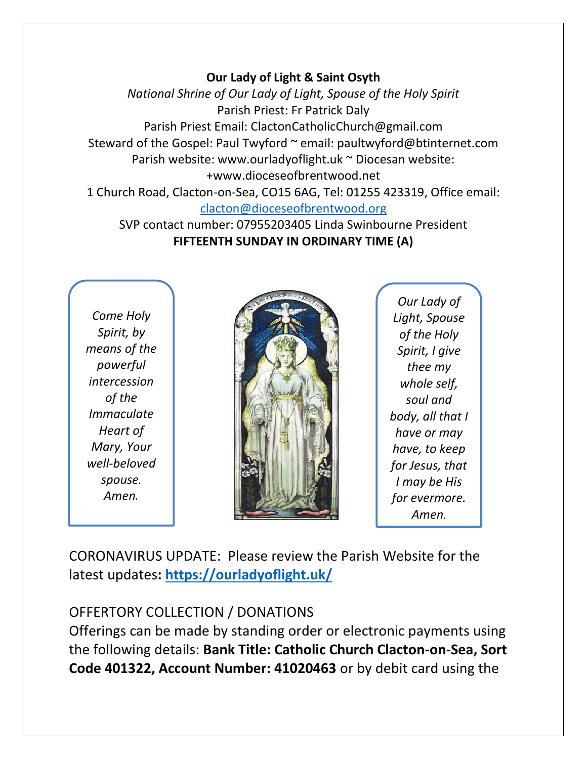**Our Lady of Light & Saint Osyth**

*National Shrine of Our Lady of Light, Spouse of the Holy Spirit*

Parish Priest: Fr Patrick Daly

Parish Priest Email: ClactonCatholicChurch@gmail.com

Steward of the Gospel: Paul Twyford ~ email: paultwyford@btinternet.com

Parish website: www.ourladyoflight.uk ~ Diocesan website: +www.dioceseofbrentwood.net

1 Church Road, Clacton-on-Sea, CO15 6AG, Tel: 01255 423319, Office email: [clacton@dioceseofbrentwood.org](mailto:clacton@dioceseofbrentwood.org)

SVP contact number: 07955203405 Linda Swinbourne President

**FIFTEENTH SUNDAY IN ORDINARY TIME (A)**

*Come Holy Spirit, by means of the powerful intercession of the Immaculate Heart of Mary, Your well-beloved spouse. Amen.*

*Our Lady of Light, Spouse of the Holy Spirit, I give thee my whole self, soul and body, all that I have or may have, to keep for Jesus, that I may be His for evermore. Amen.*

CORONAVIRUS UPDATE: Please review the Parish Website for the latest updates**: [https://ourladyoflight.uk/](https://ourladyoflight.uk/)**

OFFERTORY COLLECTION / DONATIONS

Offerings can be made by standing order or electronic payments using the following details: **Bank Title: Catholic Church Clacton-on-Sea, Sort Code 401322, Account Number: 41020463** or by debit card using the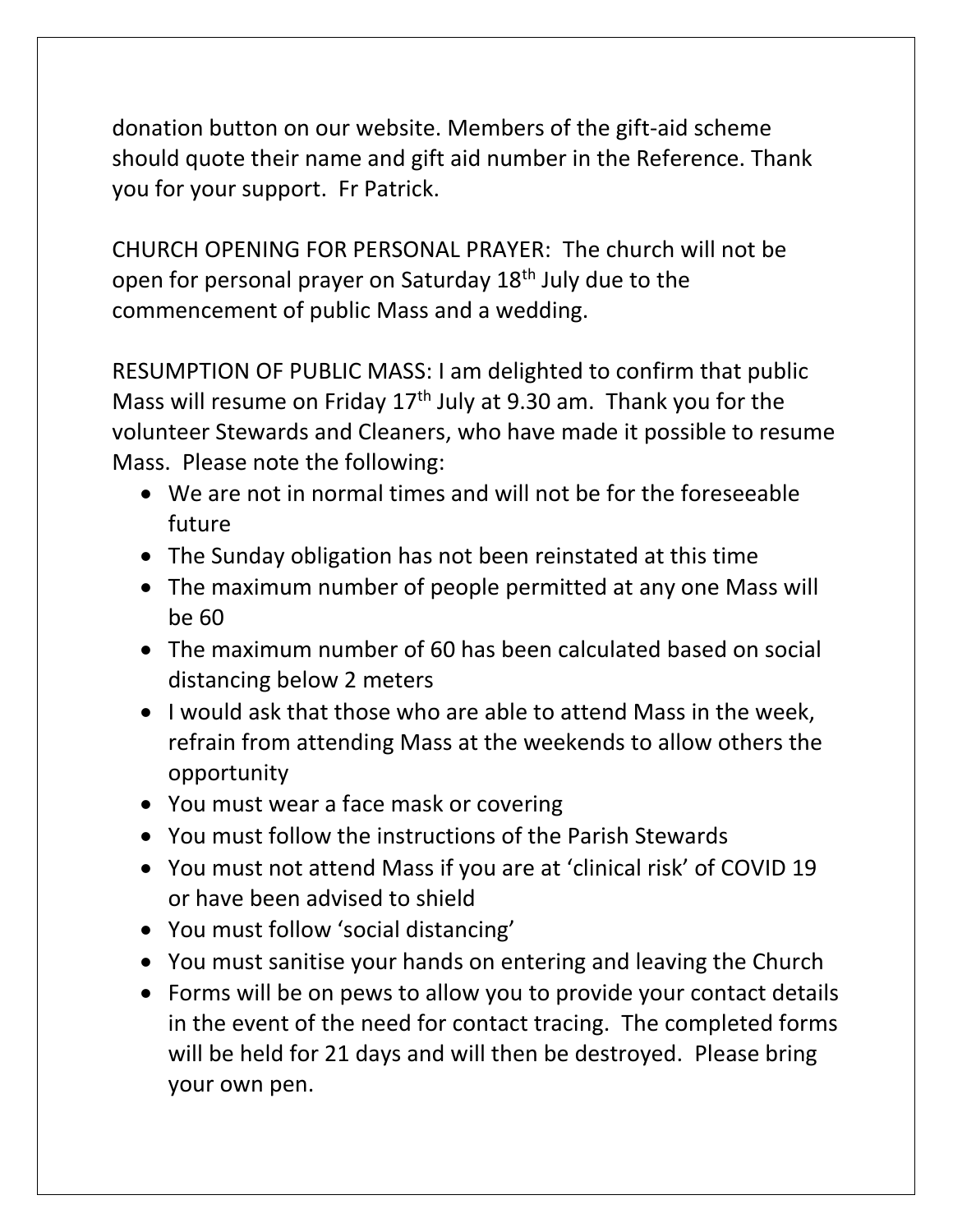donation button on our website. Members of the gift-aid scheme should quote their name and gift aid number in the Reference. Thank you for your support. Fr Patrick.

CHURCH OPENING FOR PERSONAL PRAYER: The church will not be open for personal prayer on Saturday 18th July due to the commencement of public Mass and a wedding.

RESUMPTION OF PUBLIC MASS: I am delighted to confirm that public Mass will resume on Friday 17th July at 9.30 am. Thank you for the volunteer Stewards and Cleaners, who have made it possible to resume Mass. Please note the following:

- We are not in normal times and will not be for the foreseeable future
- The Sunday obligation has not been reinstated at this time
- The maximum number of people permitted at any one Mass will be 60
- The maximum number of 60 has been calculated based on social distancing below 2 meters
- I would ask that those who are able to attend Mass in the week, refrain from attending Mass at the weekends to allow others the opportunity
- You must wear a face mask or covering
- You must follow the instructions of the Parish Stewards
- You must not attend Mass if you are at 'clinical risk' of COVID 19 or have been advised to shield
- You must follow 'social distancing'
- You must sanitise your hands on entering and leaving the Church
- Forms will be on pews to allow you to provide your contact details in the event of the need for contact tracing. The completed forms will be held for 21 days and will then be destroyed. Please bring your own pen.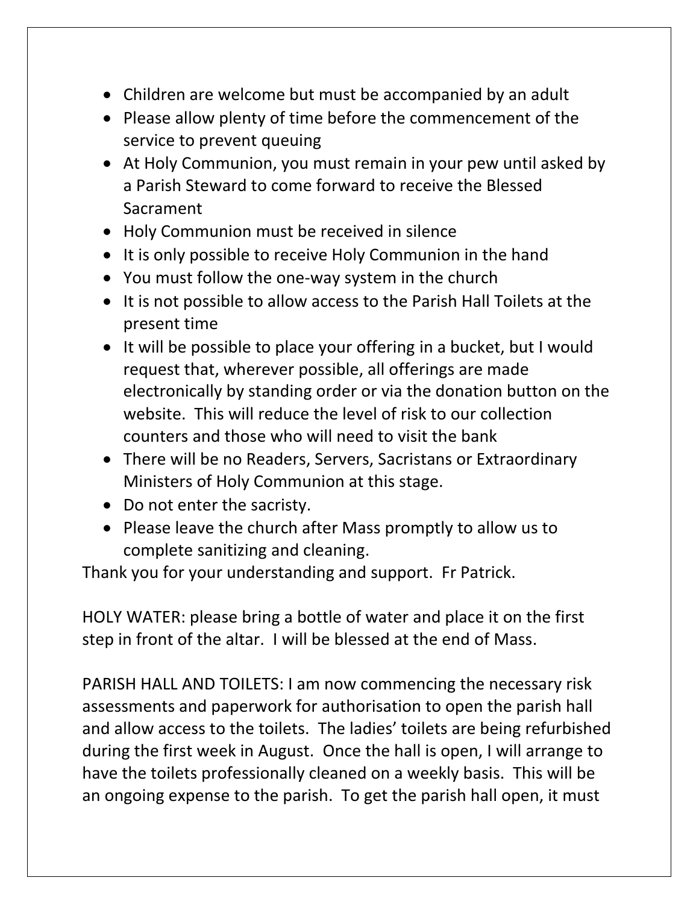- Children are welcome but must be accompanied by an adult
- Please allow plenty of time before the commencement of the service to prevent queuing
- At Holy Communion, you must remain in your pew until asked by a Parish Steward to come forward to receive the Blessed Sacrament
- Holy Communion must be received in silence
- It is only possible to receive Holy Communion in the hand
- You must follow the one-way system in the church
- It is not possible to allow access to the Parish Hall Toilets at the present time
- It will be possible to place your offering in a bucket, but I would request that, wherever possible, all offerings are made electronically by standing order or via the donation button on the website. This will reduce the level of risk to our collection counters and those who will need to visit the bank
- There will be no Readers, Servers, Sacristans or Extraordinary Ministers of Holy Communion at this stage.
- Do not enter the sacristy.
- Please leave the church after Mass promptly to allow us to complete sanitizing and cleaning.

Thank you for your understanding and support. Fr Patrick.

HOLY WATER: please bring a bottle of water and place it on the first step in front of the altar. I will be blessed at the end of Mass.

PARISH HALL AND TOILETS: I am now commencing the necessary risk assessments and paperwork for authorisation to open the parish hall and allow access to the toilets. The ladies' toilets are being refurbished during the first week in August. Once the hall is open, I will arrange to have the toilets professionally cleaned on a weekly basis. This will be an ongoing expense to the parish. To get the parish hall open, it must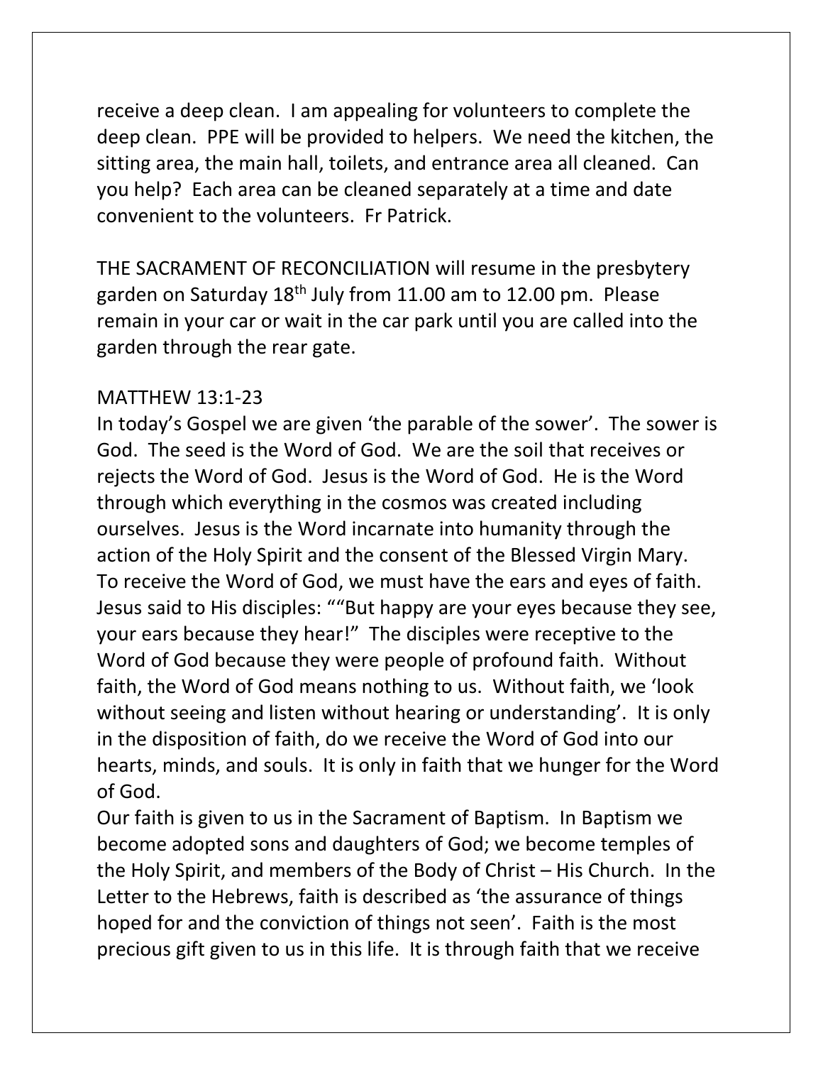receive a deep clean. I am appealing for volunteers to complete the deep clean. PPE will be provided to helpers. We need the kitchen, the sitting area, the main hall, toilets, and entrance area all cleaned. Can you help? Each area can be cleaned separately at a time and date convenient to the volunteers. Fr Patrick.

THE SACRAMENT OF RECONCILIATION will resume in the presbytery garden on Saturday 18th July from 11.00 am to 12.00 pm. Please remain in your car or wait in the car park until you are called into the garden through the rear gate.

MATTHEW 13:1-23

In today's Gospel we are given 'the parable of the sower'. The sower is God. The seed is the Word of God. We are the soil that receives or rejects the Word of God. Jesus is the Word of God. He is the Word through which everything in the cosmos was created including ourselves. Jesus is the Word incarnate into humanity through the action of the Holy Spirit and the consent of the Blessed Virgin Mary. To receive the Word of God, we must have the ears and eyes of faith. Jesus said to His disciples: ""But happy are your eyes because they see, your ears because they hear!" The disciples were receptive to the Word of God because they were people of profound faith. Without faith, the Word of God means nothing to us. Without faith, we 'look without seeing and listen without hearing or understanding'. It is only in the disposition of faith, do we receive the Word of God into our hearts, minds, and souls. It is only in faith that we hunger for the Word of God.

Our faith is given to us in the Sacrament of Baptism. In Baptism we become adopted sons and daughters of God; we become temples of the Holy Spirit, and members of the Body of Christ – His Church. In the Letter to the Hebrews, faith is described as 'the assurance of things hoped for and the conviction of things not seen'. Faith is the most precious gift given to us in this life. It is through faith that we receive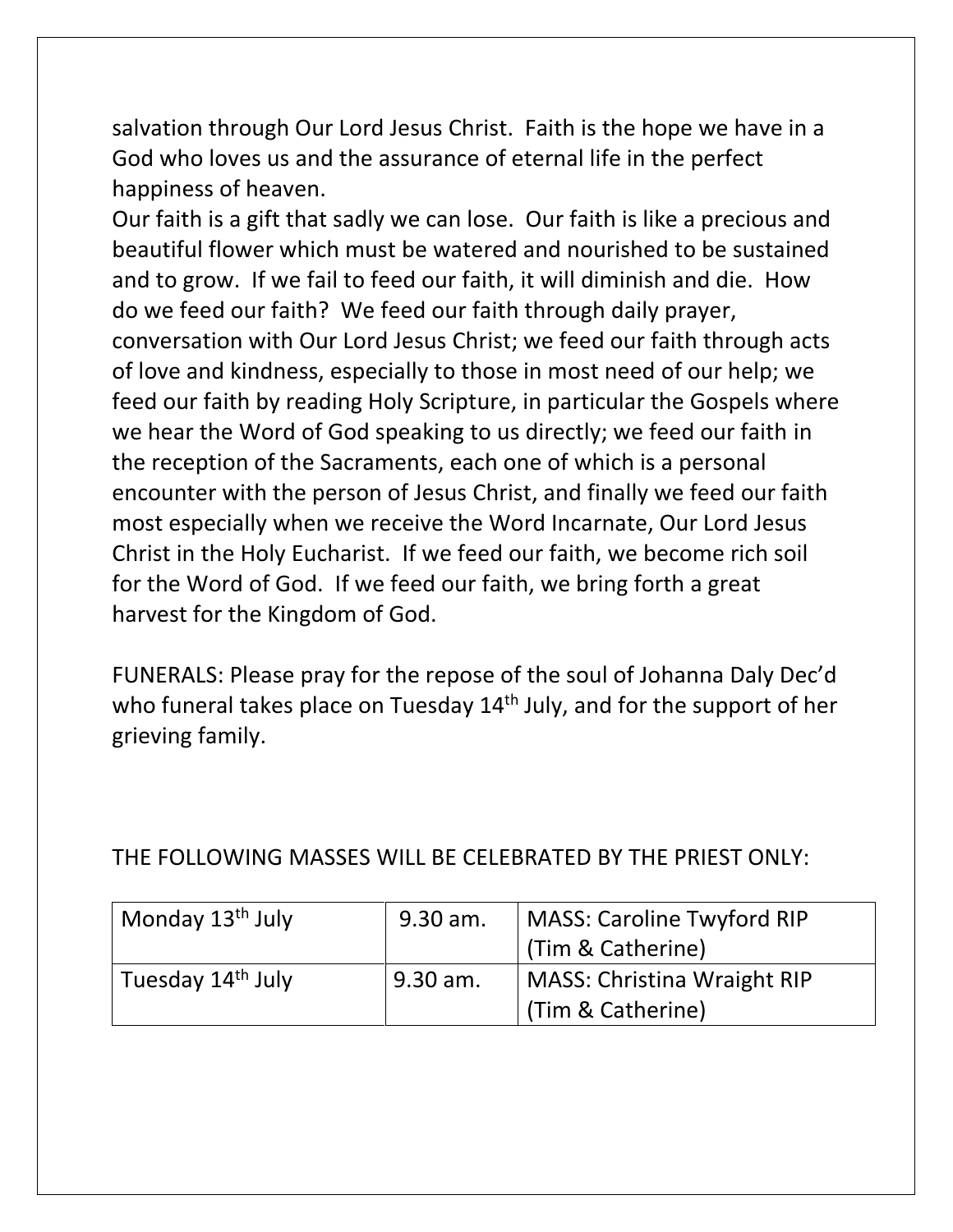salvation through Our Lord Jesus Christ. Faith is the hope we have in a God who loves us and the assurance of eternal life in the perfect happiness of heaven.

Our faith is a gift that sadly we can lose. Our faith is like a precious and beautiful flower which must be watered and nourished to be sustained and to grow. If we fail to feed our faith, it will diminish and die. How do we feed our faith? We feed our faith through daily prayer, conversation with Our Lord Jesus Christ; we feed our faith through acts of love and kindness, especially to those in most need of our help; we feed our faith by reading Holy Scripture, in particular the Gospels where we hear the Word of God speaking to us directly; we feed our faith in the reception of the Sacraments, each one of which is a personal encounter with the person of Jesus Christ, and finally we feed our faith most especially when we receive the Word Incarnate, Our Lord Jesus Christ in the Holy Eucharist. If we feed our faith, we become rich soil for the Word of God. If we feed our faith, we bring forth a great harvest for the Kingdom of God.

FUNERALS: Please pray for the repose of the soul of Johanna Daly Dec'd who funeral takes place on Tuesday 14th July, and for the support of her grieving family.

THE FOLLOWING MASSES WILL BE CELEBRATED BY THE PRIEST ONLY:

| Monday 13th July | 9.30 am. | MASS: Caroline Twyford RIP (Tim & Catherine) |
|---|---|---|
| Tuesday 14th July | 9.30 am. | MASS: Christina Wraight RIP (Tim & Catherine) |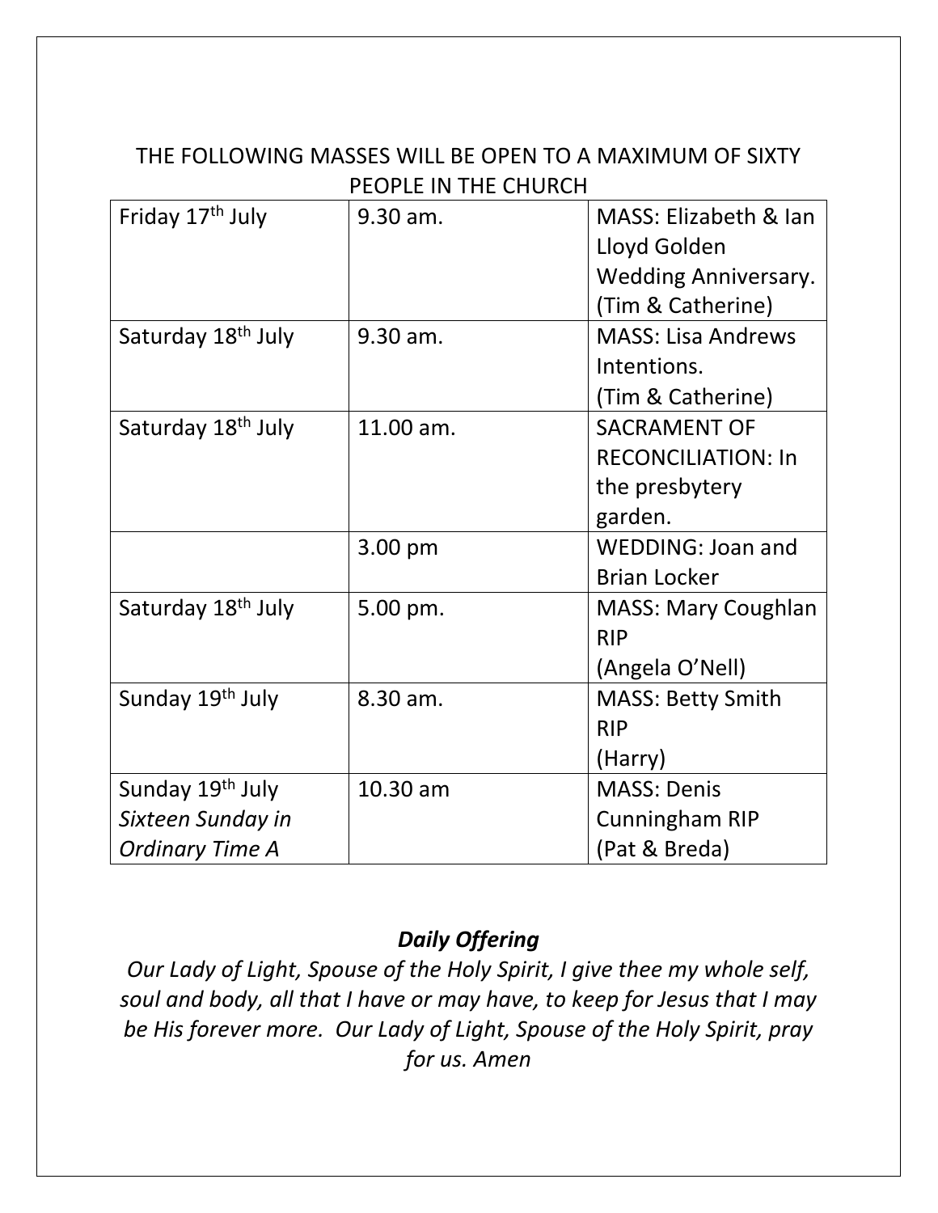THE FOLLOWING MASSES WILL BE OPEN TO A MAXIMUM OF SIXTY PEOPLE IN THE CHURCH

| | | |
|---|---|---|
| Friday 17th July | 9.30 am. | MASS: Elizabeth & Ian Lloyd Golden Wedding Anniversary. (Tim & Catherine) |
| Saturday 18th July | 9.30 am. | MASS: Lisa Andrews Intentions. (Tim & Catherine) |
| Saturday 18th July | 11.00 am. | SACRAMENT OF RECONCILIATION: In the presbytery garden. |
| | 3.00 pm | WEDDING: Joan and Brian Locker |
| Saturday 18th July | 5.00 pm. | MASS: Mary Coughlan RIP (Angela O'Nell) |
| Sunday 19th July | 8.30 am. | MASS: Betty Smith RIP (Harry) |
| Sunday 19th July *Sixteen Sunday in Ordinary Time A* | 10.30 am | MASS: Denis Cunningham RIP (Pat & Breda) |

***Daily Offering***

*Our Lady of Light, Spouse of the Holy Spirit, I give thee my whole self, soul and body, all that I have or may have, to keep for Jesus that I may be His forever more. Our Lady of Light, Spouse of the Holy Spirit, pray for us. Amen*